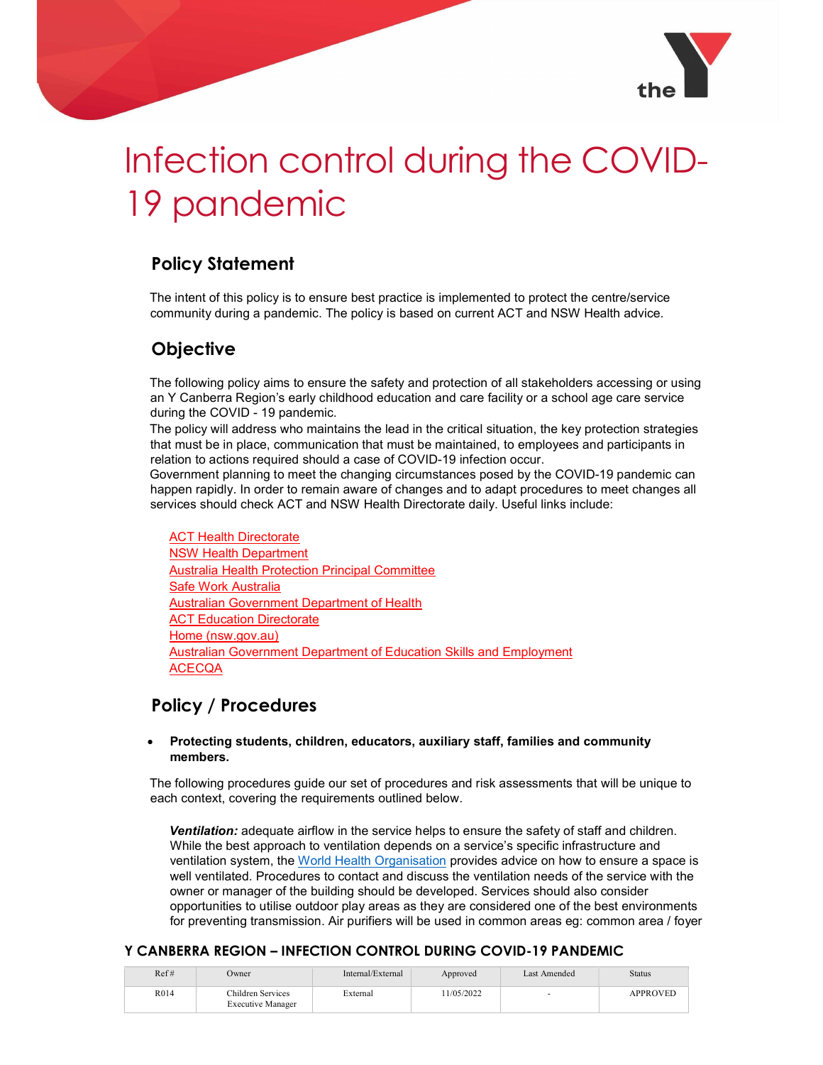# Infection control during the COVID-19 pandemic

## Policy Statement

The intent of this policy is to ensure best practice is implemented to protect the centre/service community during a pandemic. The policy is based on current ACT and NSW Health advice.

## Objective

The following policy aims to ensure the safety and protection of all stakeholders accessing or using an Y Canberra Region's early childhood education and care facility or a school age care service during the COVID - 19 pandemic.

The policy will address who maintains the lead in the critical situation, the key protection strategies that must be in place, communication that must be maintained, to employees and participants in relation to actions required should a case of COVID-19 infection occur.

Government planning to meet the changing circumstances posed by the COVID-19 pandemic can happen rapidly. In order to remain aware of changes and to adapt procedures to meet changes all services should check ACT and NSW Health Directorate daily. Useful links include:

ACT Health Directorate
NSW Health Department
Australia Health Protection Principal Committee
Safe Work Australia
Australian Government Department of Health
ACT Education Directorate
Home (nsw.gov.au)
Australian Government Department of Education Skills and Employment
ACECQA

## Policy / Procedures

- **Protecting students, children, educators, auxiliary staff, families and community members.**

The following procedures guide our set of procedures and risk assessments that will be unique to each context, covering the requirements outlined below.

***Ventilation:*** adequate airflow in the service helps to ensure the safety of staff and children. While the best approach to ventilation depends on a service's specific infrastructure and ventilation system, the World Health Organisation provides advice on how to ensure a space is well ventilated. Procedures to contact and discuss the ventilation needs of the service with the owner or manager of the building should be developed. Services should also consider opportunities to utilise outdoor play areas as they are considered one of the best environments for preventing transmission. Air purifiers will be used in common areas eg: common area / foyer

**Y CANBERRA REGION – INFECTION CONTROL DURING COVID-19 PANDEMIC**

| Ref # | Owner | Internal/External | Approved | Last Amended | Status |
|---|---|---|---|---|---|
| R014 | Children Services Executive Manager | External | 11/05/2022 | - | APPROVED |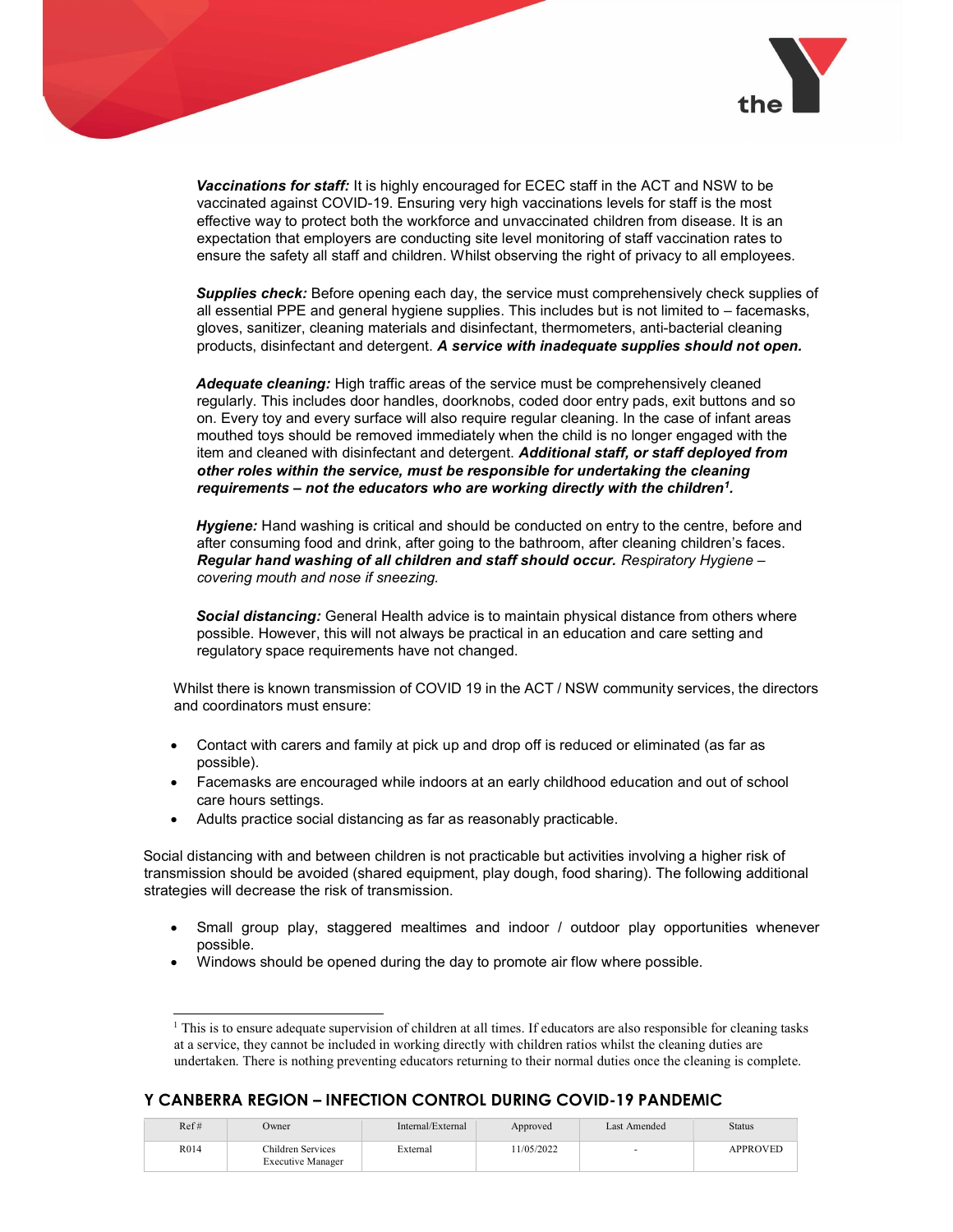***Vaccinations for staff:*** It is highly encouraged for ECEC staff in the ACT and NSW to be vaccinated against COVID-19. Ensuring very high vaccinations levels for staff is the most effective way to protect both the workforce and unvaccinated children from disease. It is an expectation that employers are conducting site level monitoring of staff vaccination rates to ensure the safety all staff and children. Whilst observing the right of privacy to all employees.

***Supplies check:*** Before opening each day, the service must comprehensively check supplies of all essential PPE and general hygiene supplies. This includes but is not limited to – facemasks, gloves, sanitizer, cleaning materials and disinfectant, thermometers, anti-bacterial cleaning products, disinfectant and detergent. ***A service with inadequate supplies should not open.***

***Adequate cleaning:*** High traffic areas of the service must be comprehensively cleaned regularly. This includes door handles, doorknobs, coded door entry pads, exit buttons and so on. Every toy and every surface will also require regular cleaning. In the case of infant areas mouthed toys should be removed immediately when the child is no longer engaged with the item and cleaned with disinfectant and detergent. ***Additional staff, or staff deployed from other roles within the service, must be responsible for undertaking the cleaning requirements – not the educators who are working directly with the children[1].***

***Hygiene:*** Hand washing is critical and should be conducted on entry to the centre, before and after consuming food and drink, after going to the bathroom, after cleaning children's faces. ***Regular hand washing of all children and staff should occur.*** *Respiratory Hygiene – covering mouth and nose if sneezing.*

***Social distancing:*** General Health advice is to maintain physical distance from others where possible. However, this will not always be practical in an education and care setting and regulatory space requirements have not changed.

Whilst there is known transmission of COVID 19 in the ACT / NSW community services, the directors and coordinators must ensure:

- Contact with carers and family at pick up and drop off is reduced or eliminated (as far as possible).
- Facemasks are encouraged while indoors at an early childhood education and out of school care hours settings.
- Adults practice social distancing as far as reasonably practicable.

Social distancing with and between children is not practicable but activities involving a higher risk of transmission should be avoided (shared equipment, play dough, food sharing). The following additional strategies will decrease the risk of transmission.

- Small group play, staggered mealtimes and indoor / outdoor play opportunities whenever possible.
- Windows should be opened during the day to promote air flow where possible.

[1] This is to ensure adequate supervision of children at all times. If educators are also responsible for cleaning tasks at a service, they cannot be included in working directly with children ratios whilst the cleaning duties are undertaken. There is nothing preventing educators returning to their normal duties once the cleaning is complete.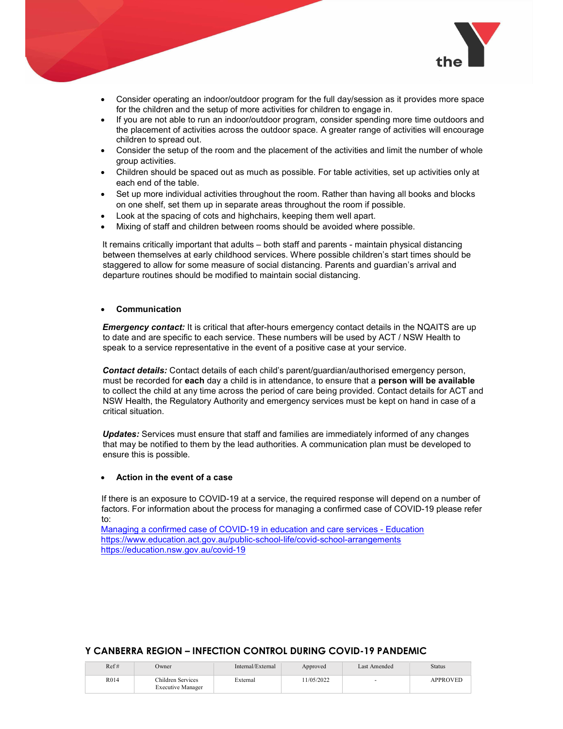- Consider operating an indoor/outdoor program for the full day/session as it provides more space for the children and the setup of more activities for children to engage in.
- If you are not able to run an indoor/outdoor program, consider spending more time outdoors and the placement of activities across the outdoor space. A greater range of activities will encourage children to spread out.
- Consider the setup of the room and the placement of the activities and limit the number of whole group activities.
- Children should be spaced out as much as possible. For table activities, set up activities only at each end of the table.
- Set up more individual activities throughout the room. Rather than having all books and blocks on one shelf, set them up in separate areas throughout the room if possible.
- Look at the spacing of cots and highchairs, keeping them well apart.
- Mixing of staff and children between rooms should be avoided where possible.

It remains critically important that adults – both staff and parents - maintain physical distancing between themselves at early childhood services. Where possible children's start times should be staggered to allow for some measure of social distancing. Parents and guardian's arrival and departure routines should be modified to maintain social distancing.

- **Communication**

***Emergency contact:*** It is critical that after-hours emergency contact details in the NQAITS are up to date and are specific to each service. These numbers will be used by ACT / NSW Health to speak to a service representative in the event of a positive case at your service.

***Contact details:*** Contact details of each child's parent/guardian/authorised emergency person, must be recorded for **each** day a child is in attendance, to ensure that a **person will be available** to collect the child at any time across the period of care being provided. Contact details for ACT and NSW Health, the Regulatory Authority and emergency services must be kept on hand in case of a critical situation.

***Updates:*** Services must ensure that staff and families are immediately informed of any changes that may be notified to them by the lead authorities. A communication plan must be developed to ensure this is possible.

- **Action in the event of a case**

If there is an exposure to COVID-19 at a service, the required response will depend on a number of factors. For information about the process for managing a confirmed case of COVID-19 please refer to:
Managing a confirmed case of COVID-19 in education and care services - Education
https://www.education.act.gov.au/public-school-life/covid-school-arrangements
https://education.nsw.gov.au/covid-19

**Y CANBERRA REGION – INFECTION CONTROL DURING COVID-19 PANDEMIC**

| Ref # | Owner | Internal/External | Approved | Last Amended | Status |
|---|---|---|---|---|---|
| R014 | Children Services Executive Manager | External | 11/05/2022 | - | APPROVED |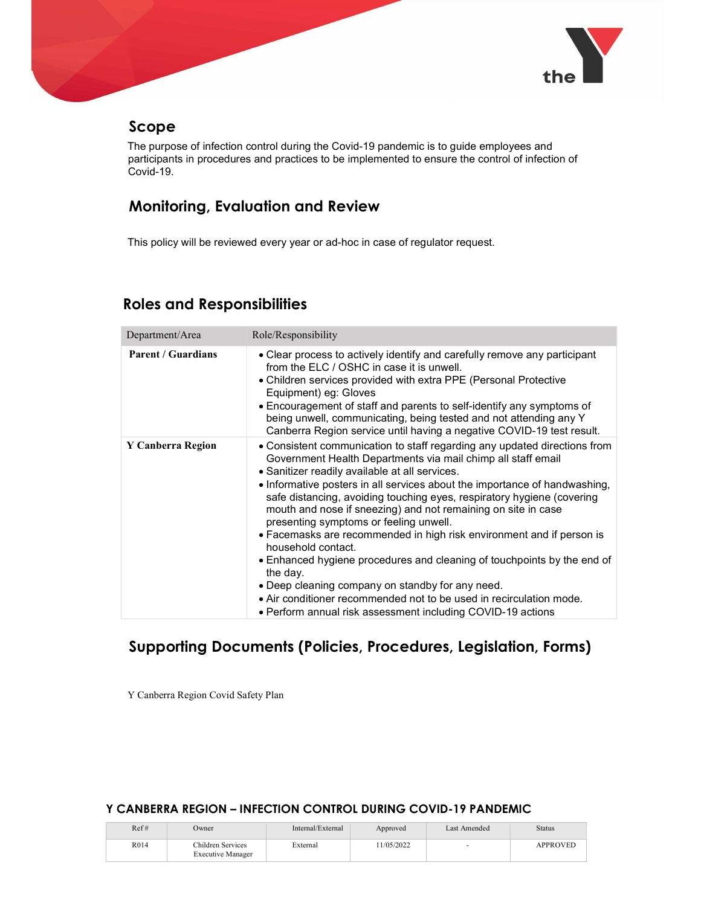## Scope

The purpose of infection control during the Covid-19 pandemic is to guide employees and participants in procedures and practices to be implemented to ensure the control of infection of Covid-19.

## Monitoring, Evaluation and Review

This policy will be reviewed every year or ad-hoc in case of regulator request.

## Roles and Responsibilities

| Department/Area | Role/Responsibility |
|---|---|
| **Parent / Guardians** | • Clear process to actively identify and carefully remove any participant from the ELC / OSHC in case it is unwell.<br>• Children services provided with extra PPE (Personal Protective Equipment) eg: Gloves<br>• Encouragement of staff and parents to self-identify any symptoms of being unwell, communicating, being tested and not attending any Y Canberra Region service until having a negative COVID-19 test result. |
| **Y Canberra Region** | • Consistent communication to staff regarding any updated directions from Government Health Departments via mail chimp all staff email<br>• Sanitizer readily available at all services.<br>• Informative posters in all services about the importance of handwashing, safe distancing, avoiding touching eyes, respiratory hygiene (covering mouth and nose if sneezing) and not remaining on site in case presenting symptoms or feeling unwell.<br>• Facemasks are recommended in high risk environment and if person is household contact.<br>• Enhanced hygiene procedures and cleaning of touchpoints by the end of the day.<br>• Deep cleaning company on standby for any need.<br>• Air conditioner recommended not to be used in recirculation mode.<br>• Perform annual risk assessment including COVID-19 actions |

## Supporting Documents (Policies, Procedures, Legislation, Forms)

Y Canberra Region Covid Safety Plan

### Y CANBERRA REGION – INFECTION CONTROL DURING COVID-19 PANDEMIC

| Ref # | Owner | Internal/External | Approved | Last Amended | Status |
|---|---|---|---|---|---|
| R014 | Children Services Executive Manager | External | 11/05/2022 | - | APPROVED |